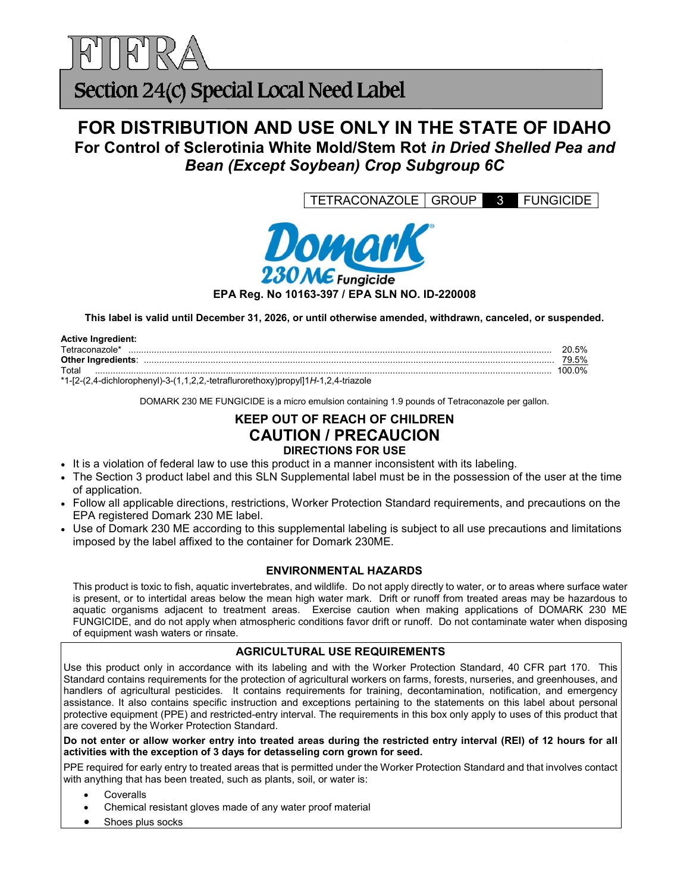# FIFRA

## Section 24(c) Special Local Need Label

# FOR DISTRIBUTION AND USE ONLY IN THE STATE OF IDAHO

## For Control of Sclerotinia White Mold/Stem Rot *in Dried Shelled Pea and Bean (Except Soybean) Crop Subgroup 6C*

| TETRACONAZOLE | GROUP | 3 | FUNGICIDE |
|---|---|---|---|

**Domark® 230 ME Fungicide**

**EPA Reg. No 10163-397 / EPA SLN NO. ID-220008**

**This label is valid until December 31, 2026, or until otherwise amended, withdrawn, canceled, or suspended.**

**Active Ingredient:**

| | |
|---|---|
| Tetraconazole* | 20.5% |
| **Other Ingredients**: | 79.5% |
| Total | 100.0% |

*1-[2-(2,4-dichlorophenyl)-3-(1,1,2,2,-tetraflurorethoxy)propyl]1*H*-1,2,4-triazole

DOMARK 230 ME FUNGICIDE is a micro emulsion containing 1.9 pounds of Tetraconazole per gallon.

## KEEP OUT OF REACH OF CHILDREN

## CAUTION / PRECAUCION

### DIRECTIONS FOR USE

- It is a violation of federal law to use this product in a manner inconsistent with its labeling.
- The Section 3 product label and this SLN Supplemental label must be in the possession of the user at the time of application.
- Follow all applicable directions, restrictions, Worker Protection Standard requirements, and precautions on the EPA registered Domark 230 ME label.
- Use of Domark 230 ME according to this supplemental labeling is subject to all use precautions and limitations imposed by the label affixed to the container for Domark 230ME.

### ENVIRONMENTAL HAZARDS

This product is toxic to fish, aquatic invertebrates, and wildlife. Do not apply directly to water, or to areas where surface water is present, or to intertidal areas below the mean high water mark. Drift or runoff from treated areas may be hazardous to aquatic organisms adjacent to treatment areas. Exercise caution when making applications of DOMARK 230 ME FUNGICIDE, and do not apply when atmospheric conditions favor drift or runoff. Do not contaminate water when disposing of equipment wash waters or rinsate.

### AGRICULTURAL USE REQUIREMENTS

Use this product only in accordance with its labeling and with the Worker Protection Standard, 40 CFR part 170. This Standard contains requirements for the protection of agricultural workers on farms, forests, nurseries, and greenhouses, and handlers of agricultural pesticides. It contains requirements for training, decontamination, notification, and emergency assistance. It also contains specific instruction and exceptions pertaining to the statements on this label about personal protective equipment (PPE) and restricted-entry interval. The requirements in this box only apply to uses of this product that are covered by the Worker Protection Standard.

**Do not enter or allow worker entry into treated areas during the restricted entry interval (REI) of 12 hours for all activities with the exception of 3 days for detasseling corn grown for seed.**

PPE required for early entry to treated areas that is permitted under the Worker Protection Standard and that involves contact with anything that has been treated, such as plants, soil, or water is:

- Coveralls
- Chemical resistant gloves made of any water proof material
- Shoes plus socks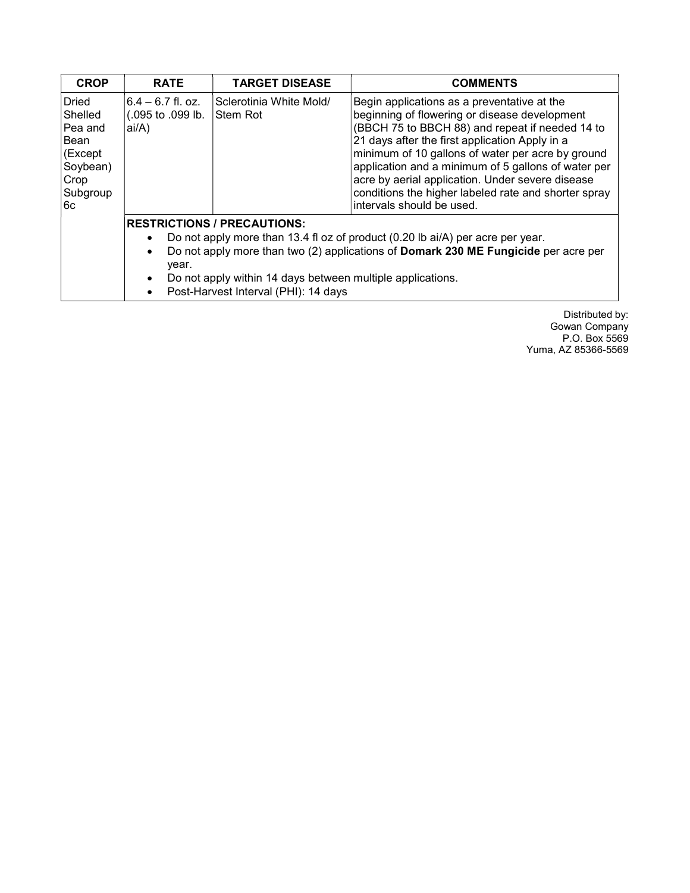| CROP | RATE | TARGET DISEASE | COMMENTS |
| --- | --- | --- | --- |
| Dried Shelled Pea and Bean (Except Soybean) Crop Subgroup 6c | 6.4 – 6.7 fl. oz. (.095 to .099 lb. ai/A) | Sclerotinia White Mold/ Stem Rot | Begin applications as a preventative at the beginning of flowering or disease development (BBCH 75 to BBCH 88) and repeat if needed 14 to 21 days after the first application Apply in a minimum of 10 gallons of water per acre by ground application and a minimum of 5 gallons of water per acre by aerial application. Under severe disease conditions the higher labeled rate and shorter spray intervals should be used. |
| | **RESTRICTIONS / PRECAUTIONS:**<br>• Do not apply more than 13.4 fl oz of product (0.20 lb ai/A) per acre per year.<br>• Do not apply more than two (2) applications of **Domark 230 ME Fungicide** per acre per year.<br>• Do not apply within 14 days between multiple applications.<br>• Post-Harvest Interval (PHI): 14 days | | |

Distributed by:
Gowan Company
P.O. Box 5569
Yuma, AZ 85366-5569